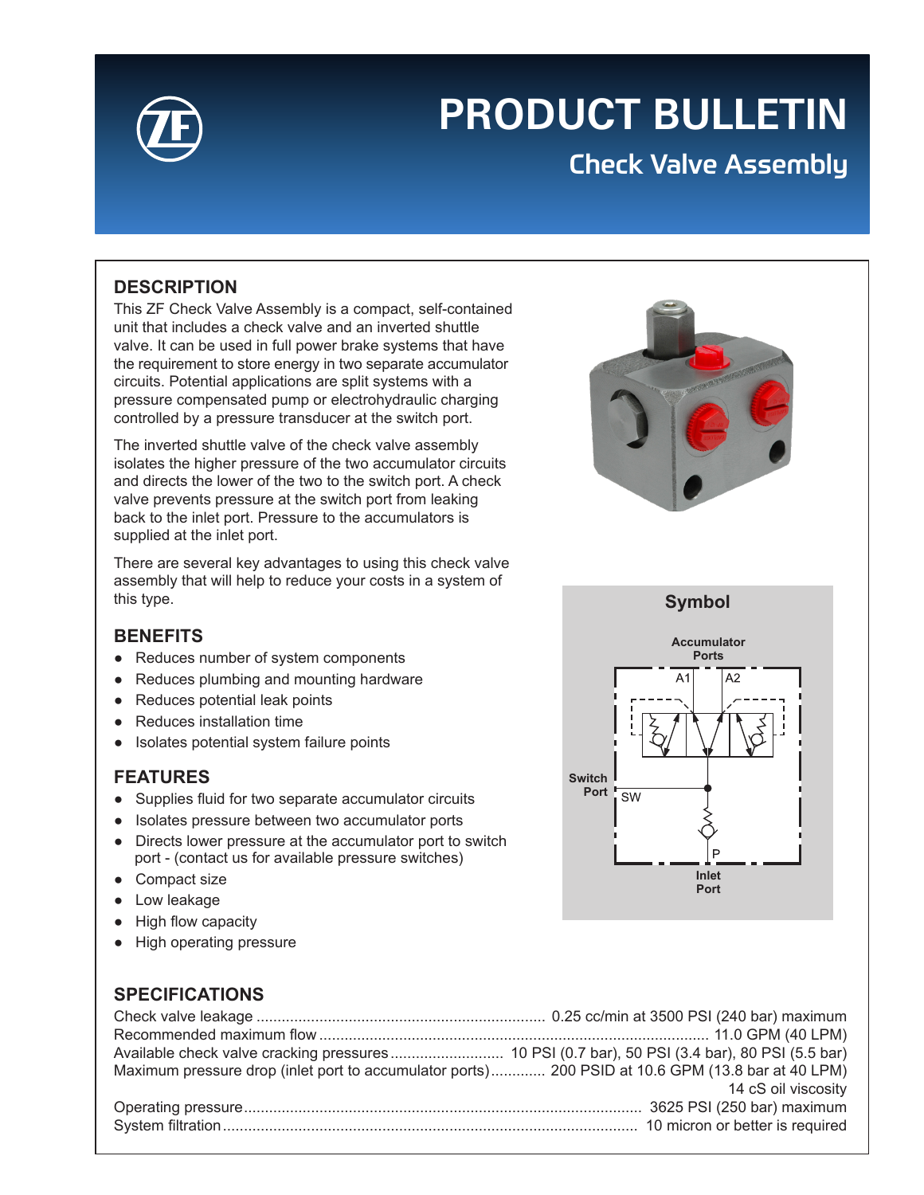# PRODUCT BULLETIN

## Check Valve Assembly

### DESCRIPTION

This ZF Check Valve Assembly is a compact, self-contained unit that includes a check valve and an inverted shuttle valve. It can be used in full power brake systems that have the requirement to store energy in two separate accumulator circuits. Potential applications are split systems with a pressure compensated pump or electrohydraulic charging controlled by a pressure transducer at the switch port.

The inverted shuttle valve of the check valve assembly isolates the higher pressure of the two accumulator circuits and directs the lower of the two to the switch port. A check valve prevents pressure at the switch port from leaking back to the inlet port. Pressure to the accumulators is supplied at the inlet port.

There are several key advantages to using this check valve assembly that will help to reduce your costs in a system of this type.

### BENEFITS

- Reduces number of system components
- Reduces plumbing and mounting hardware
- Reduces potential leak points
- Reduces installation time
- Isolates potential system failure points

### FEATURES

- Supplies fluid for two separate accumulator circuits
- Isolates pressure between two accumulator ports
- Directs lower pressure at the accumulator port to switch port - (contact us for available pressure switches)
- Compact size
- Low leakage
- High flow capacity
- High operating pressure

**Symbol**

Accumulator Ports: A1, A2
Switch Port: SW
Inlet Port: P

### SPECIFICATIONS

| Specification | Value |
|---|---|
| Check valve leakage | 0.25 cc/min at 3500 PSI (240 bar) maximum |
| Recommended maximum flow | 11.0 GPM (40 LPM) |
| Available check valve cracking pressures | 10 PSI (0.7 bar), 50 PSI (3.4 bar), 80 PSI (5.5 bar) |
| Maximum pressure drop (inlet port to accumulator ports) | 200 PSID at 10.6 GPM (13.8 bar at 40 LPM) 14 cS oil viscosity |
| Operating pressure | 3625 PSI (250 bar) maximum |
| System filtration | 10 micron or better is required |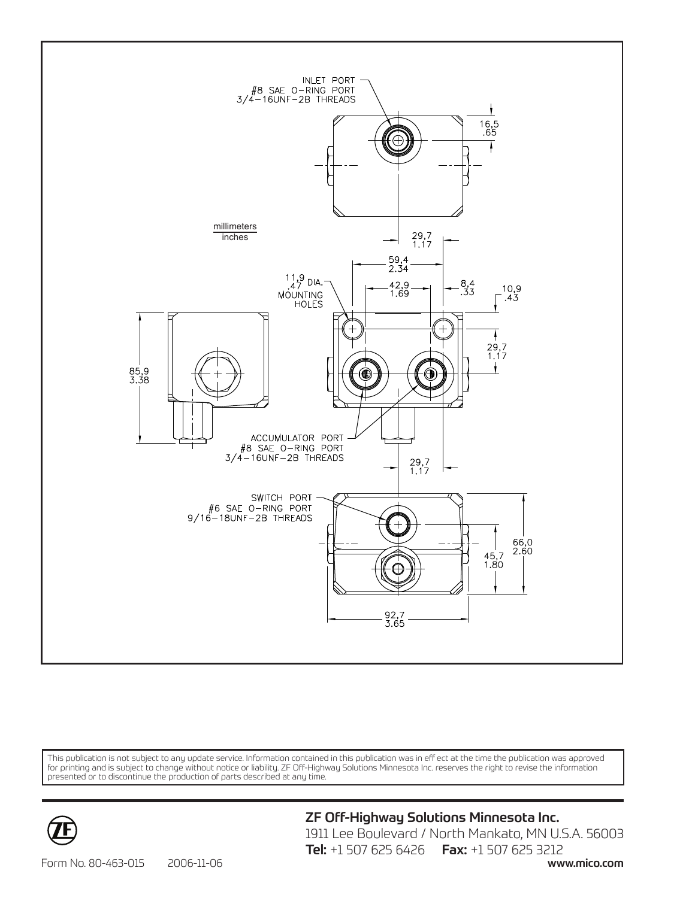INLET PORT
#8 SAE O-RING PORT
3/4-16UNF-2B THREADS

16,5
.65

millimeters
inches

29,7
1.17

59,4
2.34

11,9 DIA.
.47
MOUNTING
HOLES

42,9
1.69

8,4
.33

10,9
.43

29,7
1.17

85,9
3.38

ACCUMULATOR PORT
#8 SAE O-RING PORT
3/4-16UNF-2B THREADS

29,7
1.17

SWITCH PORT
#6 SAE O-RING PORT
9/16-18UNF-2B THREADS

45,7
1.80

66,0
2.60

92,7
3.65

This publication is not subject to any update service. Information contained in this publication was in eff ect at the time the publication was approved for printing and is subject to change without notice or liability. ZF Off-Highway Solutions Minnesota Inc. reserves the right to revise the information presented or to discontinue the production of parts described at any time.

**ZF Off-Highway Solutions Minnesota Inc.**
1911 Lee Boulevard / North Mankato, MN U.S.A. 56003
**Tel:** +1 507 625 6426 **Fax:** +1 507 625 3212
**www.mico.com**

Form No. 80-463-015 2006-11-06